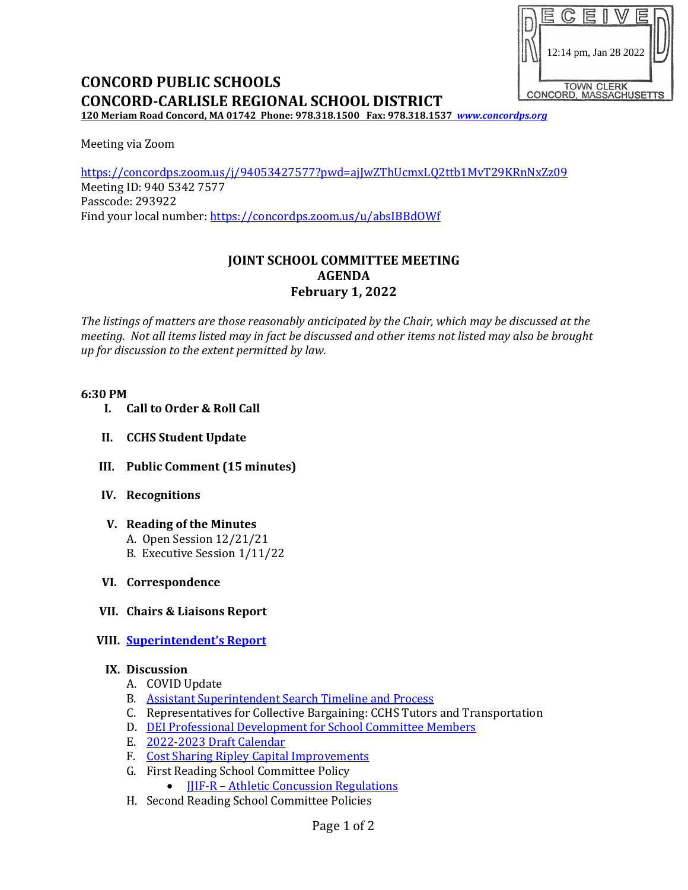RECEIVED
12:14 pm, Jan 28 2022
TOWN CLERK
CONCORD, MASSACHUSETTS

# CONCORD PUBLIC SCHOOLS
# CONCORD-CARLISLE REGIONAL SCHOOL DISTRICT

**120 Meriam Road Concord, MA 01742 Phone: 978.318.1500 Fax: 978.318.1537 *www.concordps.org***

Meeting via Zoom

https://concordps.zoom.us/j/94053427577?pwd=ajJwZThUcmxLQ2ttb1MvT29KRnNxZz09
Meeting ID: 940 5342 7577
Passcode: 293922
Find your local number: https://concordps.zoom.us/u/absIBBdOWf

## JOINT SCHOOL COMMITTEE MEETING
## AGENDA
## February 1, 2022

*The listings of matters are those reasonably anticipated by the Chair, which may be discussed at the meeting. Not all items listed may in fact be discussed and other items not listed may also be brought up for discussion to the extent permitted by law.*

**6:30 PM**

I. **Call to Order & Roll Call**

II. **CCHS Student Update**

III. **Public Comment (15 minutes)**

IV. **Recognitions**

V. **Reading of the Minutes**
   A. Open Session 12/21/21
   B. Executive Session 1/11/22

VI. **Correspondence**

VII. **Chairs & Liaisons Report**

VIII. **Superintendent's Report**

IX. **Discussion**
   A. COVID Update
   B. Assistant Superintendent Search Timeline and Process
   C. Representatives for Collective Bargaining: CCHS Tutors and Transportation
   D. DEI Professional Development for School Committee Members
   E. 2022-2023 Draft Calendar
   F. Cost Sharing Ripley Capital Improvements
   G. First Reading School Committee Policy
      - JJIF-R – Athletic Concussion Regulations
   H. Second Reading School Committee Policies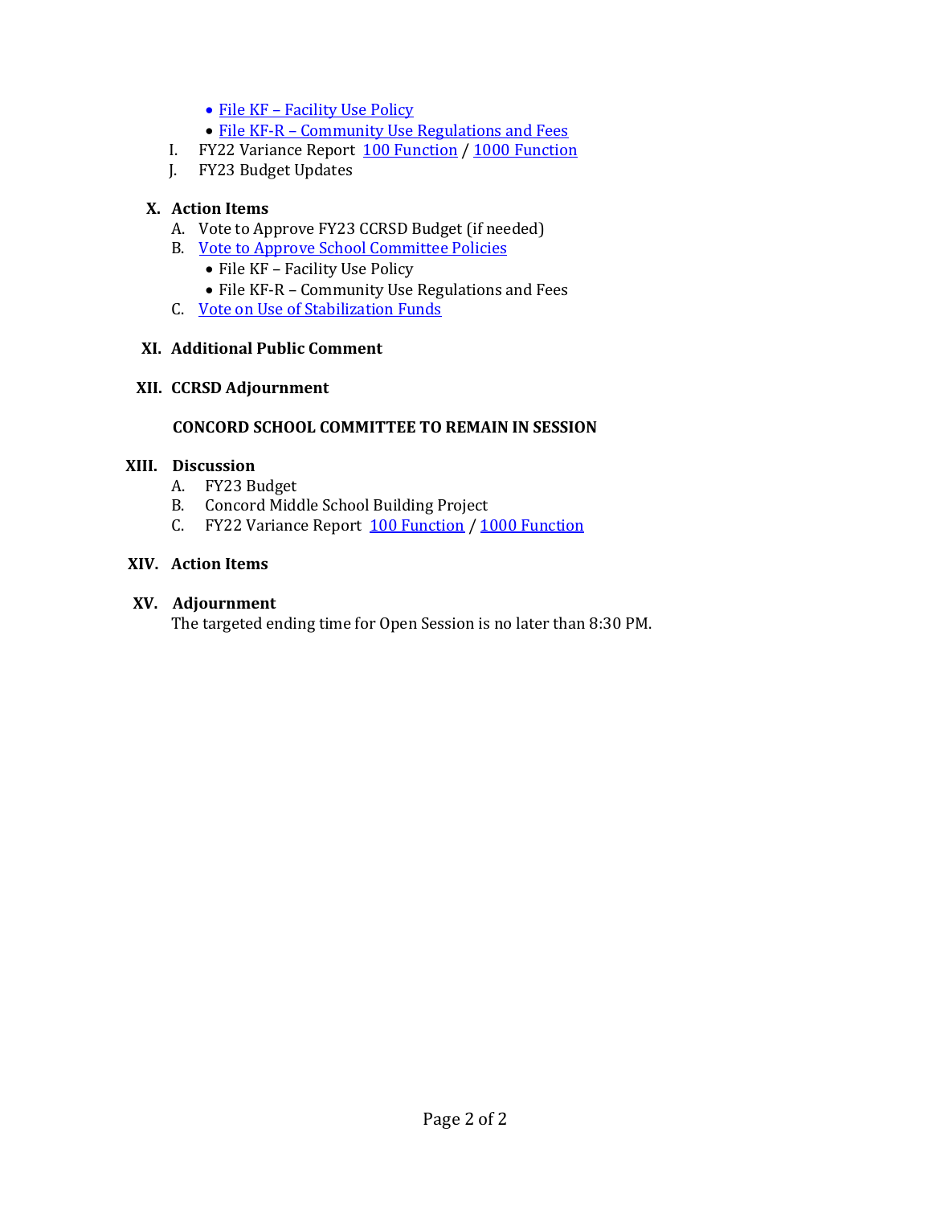- File KF – Facility Use Policy
- File KF-R – Community Use Regulations and Fees

I. FY22 Variance Report 100 Function / 1000 Function

J. FY23 Budget Updates

**X. Action Items**

A. Vote to Approve FY23 CCRSD Budget (if needed)

B. Vote to Approve School Committee Policies
- File KF – Facility Use Policy
- File KF-R – Community Use Regulations and Fees

C. Vote on Use of Stabilization Funds

**XI. Additional Public Comment**

**XII. CCRSD Adjournment**

**CONCORD SCHOOL COMMITTEE TO REMAIN IN SESSION**

**XIII. Discussion**

A. FY23 Budget

B. Concord Middle School Building Project

C. FY22 Variance Report 100 Function / 1000 Function

**XIV. Action Items**

**XV. Adjournment**

The targeted ending time for Open Session is no later than 8:30 PM.